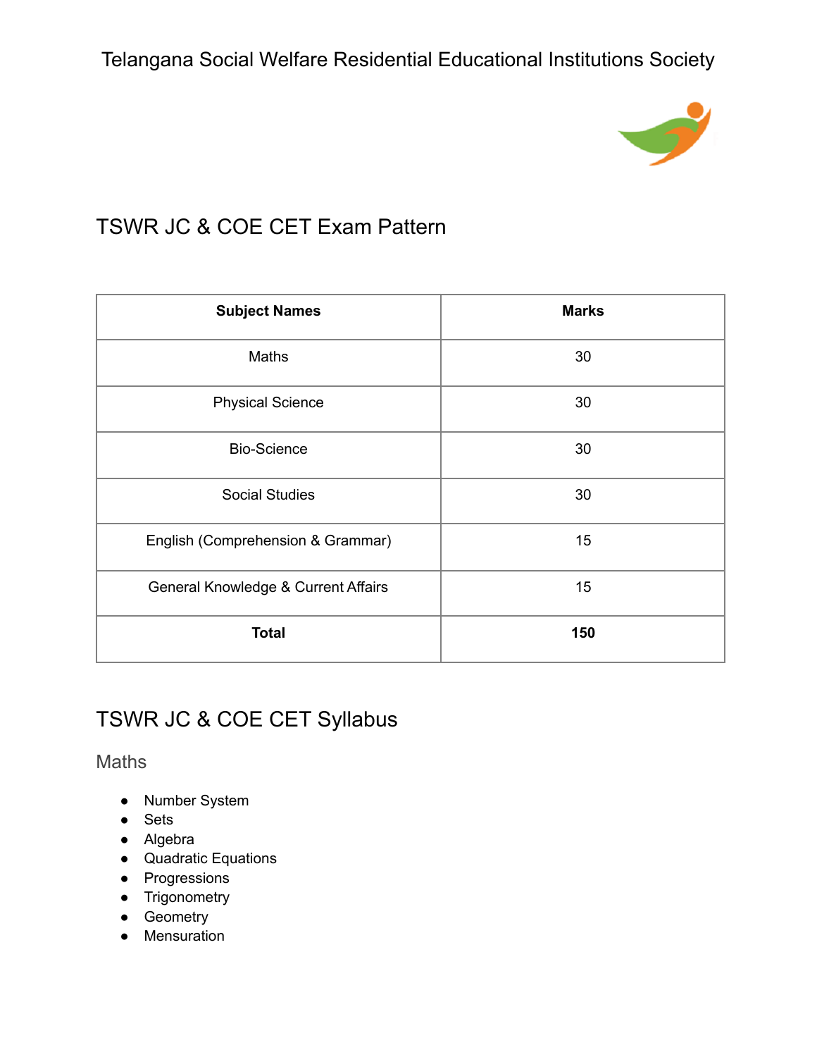Telangana Social Welfare Residential Educational Institutions Society

## TSWR JC & COE CET Exam Pattern

| Subject Names | Marks |
| --- | --- |
| Maths | 30 |
| Physical Science | 30 |
| Bio-Science | 30 |
| Social Studies | 30 |
| English (Comprehension & Grammar) | 15 |
| General Knowledge & Current Affairs | 15 |
| **Total** | **150** |

## TSWR JC & COE CET Syllabus

### Maths

- Number System
- Sets
- Algebra
- Quadratic Equations
- Progressions
- Trigonometry
- Geometry
- Mensuration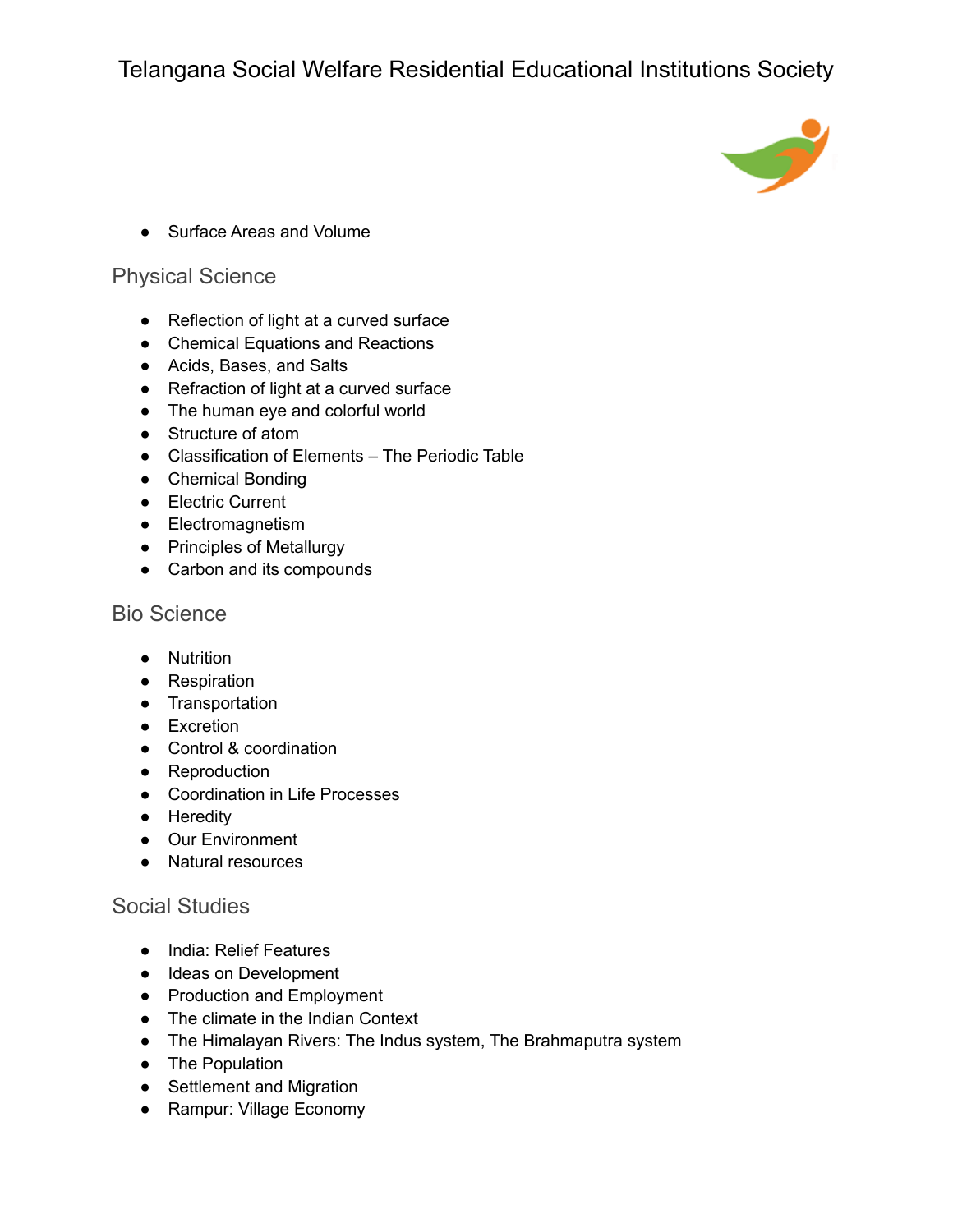- Surface Areas and Volume

## Physical Science

- Reflection of light at a curved surface
- Chemical Equations and Reactions
- Acids, Bases, and Salts
- Refraction of light at a curved surface
- The human eye and colorful world
- Structure of atom
- Classification of Elements – The Periodic Table
- Chemical Bonding
- Electric Current
- Electromagnetism
- Principles of Metallurgy
- Carbon and its compounds

## Bio Science

- Nutrition
- Respiration
- Transportation
- Excretion
- Control & coordination
- Reproduction
- Coordination in Life Processes
- Heredity
- Our Environment
- Natural resources

## Social Studies

- India: Relief Features
- Ideas on Development
- Production and Employment
- The climate in the Indian Context
- The Himalayan Rivers: The Indus system, The Brahmaputra system
- The Population
- Settlement and Migration
- Rampur: Village Economy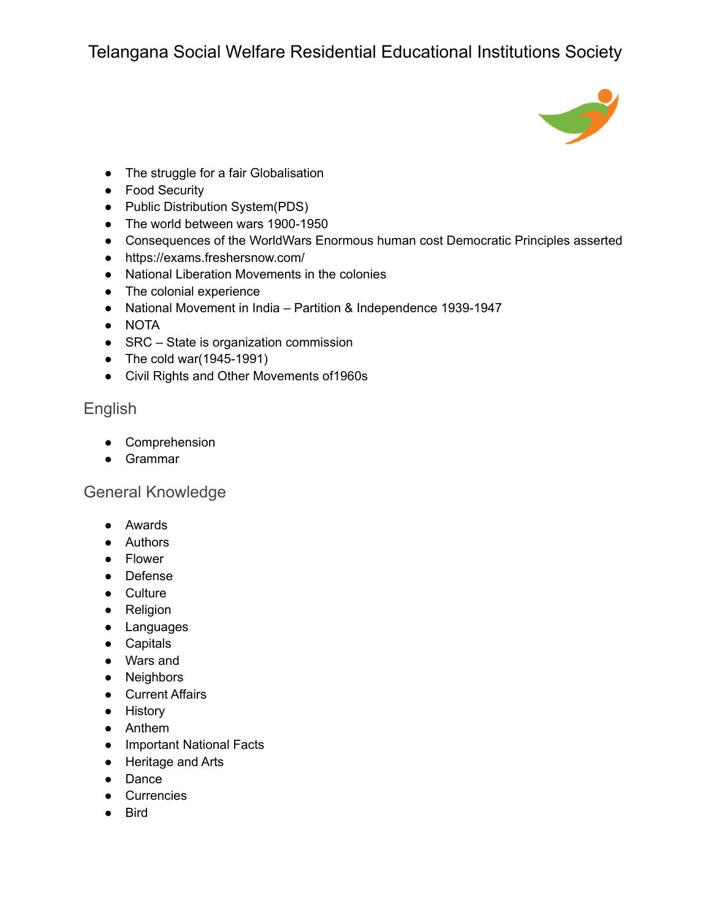- The struggle for a fair Globalisation
- Food Security
- Public Distribution System(PDS)
- The world between wars 1900-1950
- Consequences of the WorldWars Enormous human cost Democratic Principles asserted
- https://exams.freshersnow.com/
- National Liberation Movements in the colonies
- The colonial experience
- National Movement in India – Partition & Independence 1939-1947
- NOTA
- SRC – State is organization commission
- The cold war(1945-1991)
- Civil Rights and Other Movements of1960s

## English

- Comprehension
- Grammar

## General Knowledge

- Awards
- Authors
- Flower
- Defense
- Culture
- Religion
- Languages
- Capitals
- Wars and
- Neighbors
- Current Affairs
- History
- Anthem
- Important National Facts
- Heritage and Arts
- Dance
- Currencies
- Bird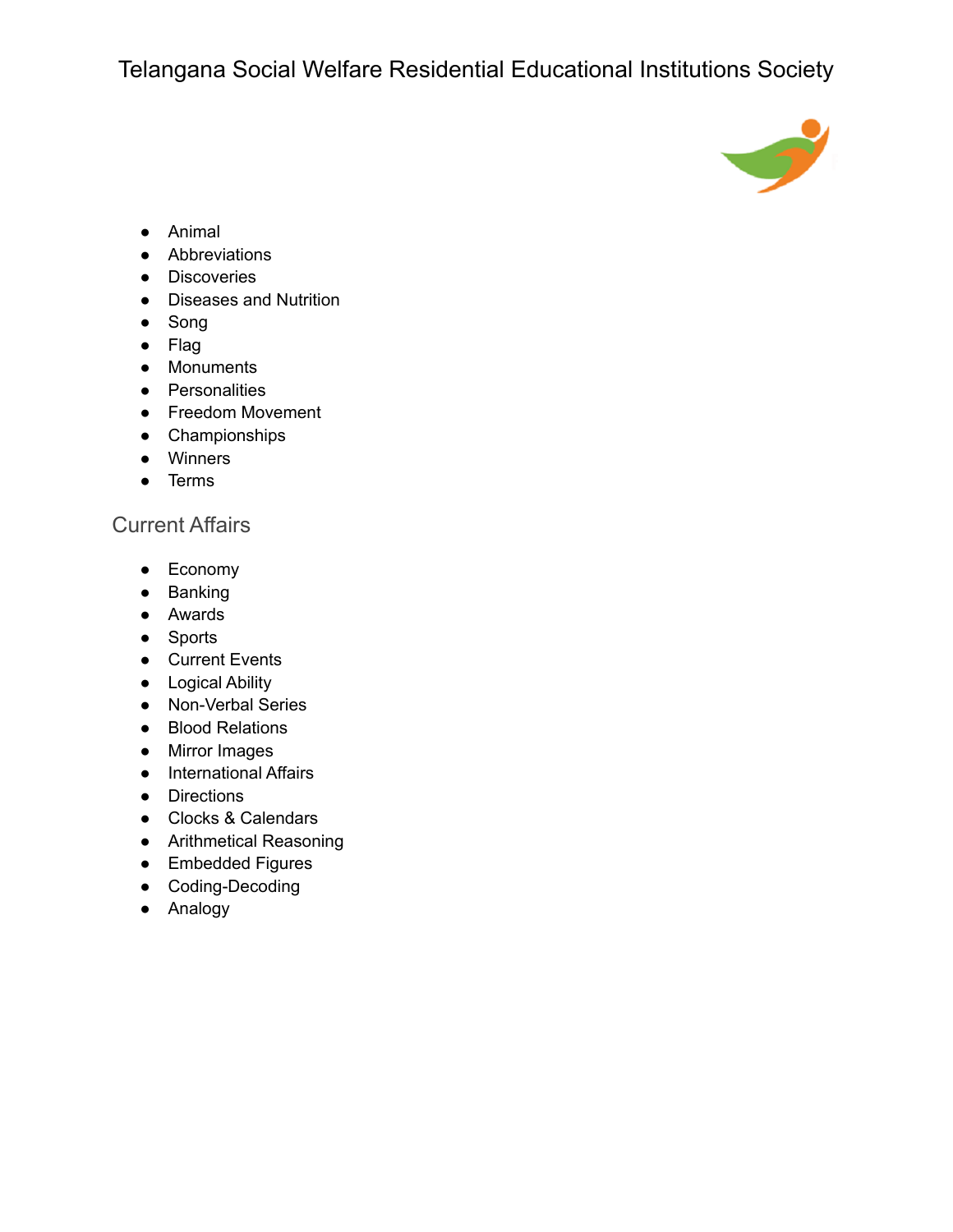- Animal
- Abbreviations
- Discoveries
- Diseases and Nutrition
- Song
- Flag
- Monuments
- Personalities
- Freedom Movement
- Championships
- Winners
- Terms

## Current Affairs

- Economy
- Banking
- Awards
- Sports
- Current Events
- Logical Ability
- Non-Verbal Series
- Blood Relations
- Mirror Images
- International Affairs
- Directions
- Clocks & Calendars
- Arithmetical Reasoning
- Embedded Figures
- Coding-Decoding
- Analogy